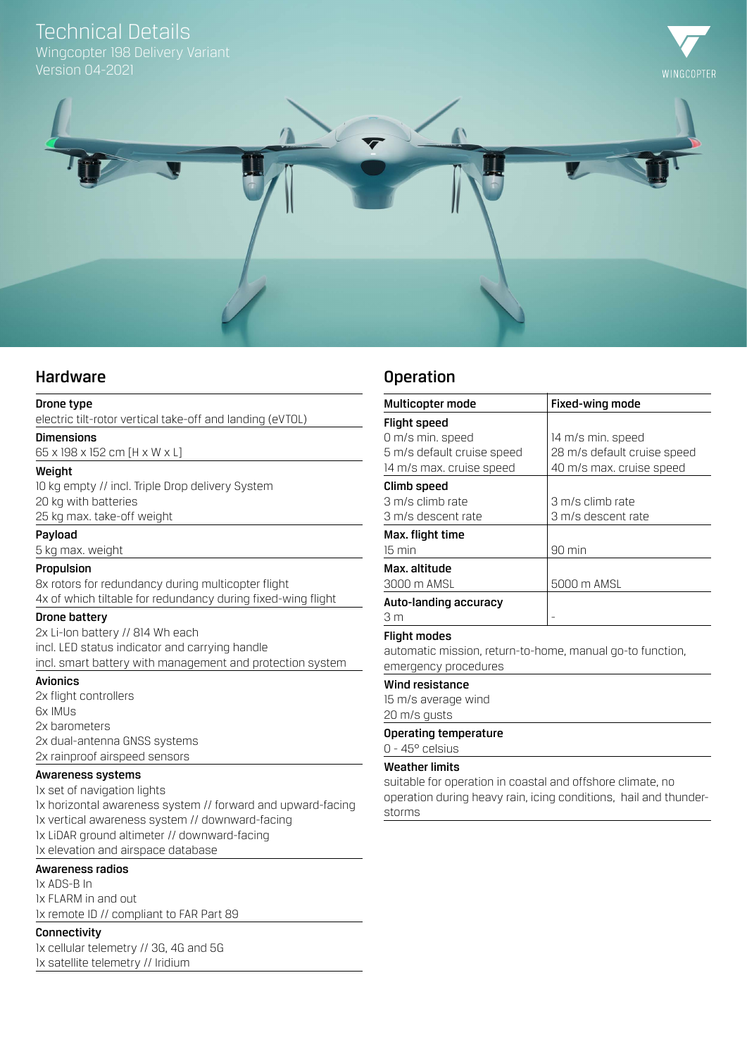# Technical Details

Wingcopter 198 Delivery Variant
Version 04-2021

WINGCOPTER

## Hardware

**Drone type**
electric tilt-rotor vertical take-off and landing (eVTOL)

**Dimensions**
65 x 198 x 152 cm [H x W x L]

**Weight**
10 kg empty // incl. Triple Drop delivery System
20 kg with batteries
25 kg max. take-off weight

**Payload**
5 kg max. weight

**Propulsion**
8x rotors for redundancy during multicopter flight
4x of which tiltable for redundancy during fixed-wing flight

**Drone battery**
2x Li-Ion battery // 814 Wh each
incl. LED status indicator and carrying handle
incl. smart battery with management and protection system

**Avionics**
2x flight controllers
6x IMUs
2x barometers
2x dual-antenna GNSS systems
2x rainproof airspeed sensors

**Awareness systems**
1x set of navigation lights
1x horizontal awareness system // forward and upward-facing
1x vertical awareness system // downward-facing
1x LiDAR ground altimeter // downward-facing
1x elevation and airspace database

**Awareness radios**
1x ADS-B In
1x FLARM in and out
1x remote ID // compliant to FAR Part 89

**Connectivity**
1x cellular telemetry // 3G, 4G and 5G
1x satellite telemetry // Iridium

## Operation

| Multicopter mode | Fixed-wing mode |
|---|---|
| **Flight speed**<br>0 m/s min. speed<br>5 m/s default cruise speed<br>14 m/s max. cruise speed | 14 m/s min. speed<br>28 m/s default cruise speed<br>40 m/s max. cruise speed |
| **Climb speed**<br>3 m/s climb rate<br>3 m/s descent rate | 3 m/s climb rate<br>3 m/s descent rate |
| **Max. flight time**<br>15 min | 90 min |
| **Max. altitude**<br>3000 m AMSL | 5000 m AMSL |
| **Auto-landing accuracy**<br>3 m | - |

**Flight modes**
automatic mission, return-to-home, manual go-to function, emergency procedures

**Wind resistance**
15 m/s average wind
20 m/s gusts

**Operating temperature**
0 - 45° celsius

**Weather limits**
suitable for operation in coastal and offshore climate, no operation during heavy rain, icing conditions, hail and thunderstorms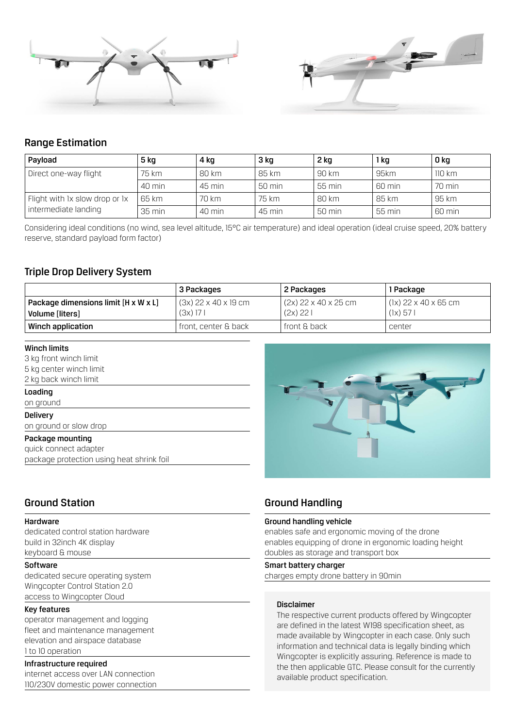## Range Estimation

| Payload | 5 kg | 4 kg | 3 kg | 2 kg | 1 kg | 0 kg |
|---|---|---|---|---|---|---|
| Direct one-way flight | 75 km | 80 km | 85 km | 90 km | 95km | 110 km |
| | 40 min | 45 min | 50 min | 55 min | 60 min | 70 min |
| Flight with 1x slow drop or 1x intermediate landing | 65 km | 70 km | 75 km | 80 km | 85 km | 95 km |
| | 35 min | 40 min | 45 min | 50 min | 55 min | 60 min |

Considering ideal conditions (no wind, sea level altitude, 15°C air temperature) and ideal operation (ideal cruise speed, 20% battery reserve, standard payload form factor)

## Triple Drop Delivery System

| | 3 Packages | 2 Packages | 1 Package |
|---|---|---|---|
| **Package dimensions limit [H x W x L]**<br>**Volume [liters]** | (3x) 22 x 40 x 19 cm<br>(3x) 17 l | (2x) 22 x 40 x 25 cm<br>(2x) 22 l | (1x) 22 x 40 x 65 cm<br>(1x) 57 l |
| **Winch application** | front, center & back | front & back | center |

**Winch limits**
3 kg front winch limit
5 kg center winch limit
2 kg back winch limit

**Loading**
on ground

**Delivery**
on ground or slow drop

**Package mounting**
quick connect adapter
package protection using heat shrink foil

## Ground Station

**Hardware**
dedicated control station hardware
build in 32inch 4K display
keyboard & mouse

**Software**
dedicated secure operating system
Wingcopter Control Station 2.0
access to Wingcopter Cloud

**Key features**
operator management and logging
fleet and maintenance management
elevation and airspace database
1 to 10 operation

**Infrastructure required**
internet access over LAN connection
110/230V domestic power connection

## Ground Handling

**Ground handling vehicle**
enables safe and ergonomic moving of the drone
enables equipping of drone in ergonomic loading height
doubles as storage and transport box

**Smart battery charger**
charges empty drone battery in 90min

**Disclaimer**
The respective current products offered by Wingcopter are defined in the latest W198 specification sheet, as made available by Wingcopter in each case. Only such information and technical data is legally binding which Wingcopter is explicitly assuring. Reference is made to the then applicable GTC. Please consult for the currently available product specification.